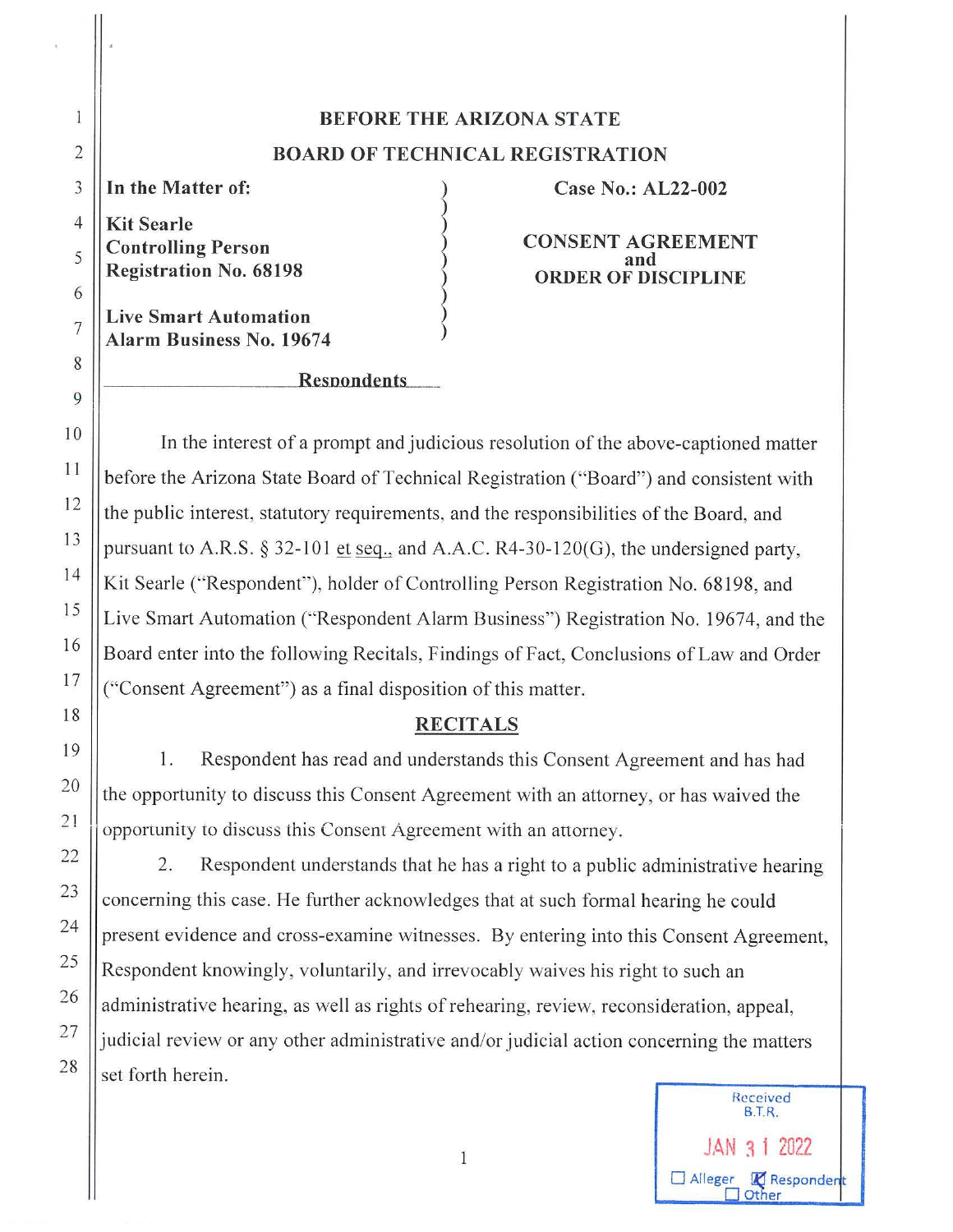**BEFORE THE ARIZONA STATE**

**BOARD OF TECHNICAL REGISTRATION**

| | |
|---|---|
| **In the Matter of:** | **Case No.: AL22-002** |
| **Kit Searle** | |
| **Controlling Person** | **CONSENT AGREEMENT** |
| **Registration No. 68198** | **and** |
| | **ORDER OF DISCIPLINE** |
| **Live Smart Automation** | |
| **Alarm Business No. 19674** | |
| **Respondents** | |

In the interest of a prompt and judicious resolution of the above-captioned matter before the Arizona State Board of Technical Registration ("Board") and consistent with the public interest, statutory requirements, and the responsibilities of the Board, and pursuant to A.R.S. § 32-101 et seq., and A.A.C. R4-30-120(G), the undersigned party, Kit Searle ("Respondent"), holder of Controlling Person Registration No. 68198, and Live Smart Automation ("Respondent Alarm Business") Registration No. 19674, and the Board enter into the following Recitals, Findings of Fact, Conclusions of Law and Order ("Consent Agreement") as a final disposition of this matter.

## RECITALS

1. Respondent has read and understands this Consent Agreement and has had the opportunity to discuss this Consent Agreement with an attorney, or has waived the opportunity to discuss this Consent Agreement with an attorney.

2. Respondent understands that he has a right to a public administrative hearing concerning this case. He further acknowledges that at such formal hearing he could present evidence and cross-examine witnesses. By entering into this Consent Agreement, Respondent knowingly, voluntarily, and irrevocably waives his right to such an administrative hearing, as well as rights of rehearing, review, reconsideration, appeal, judicial review or any other administrative and/or judicial action concerning the matters set forth herein.

Received B.T.R.
JAN 31 2022
☐ Alleger ☒ Respondent ☐ Other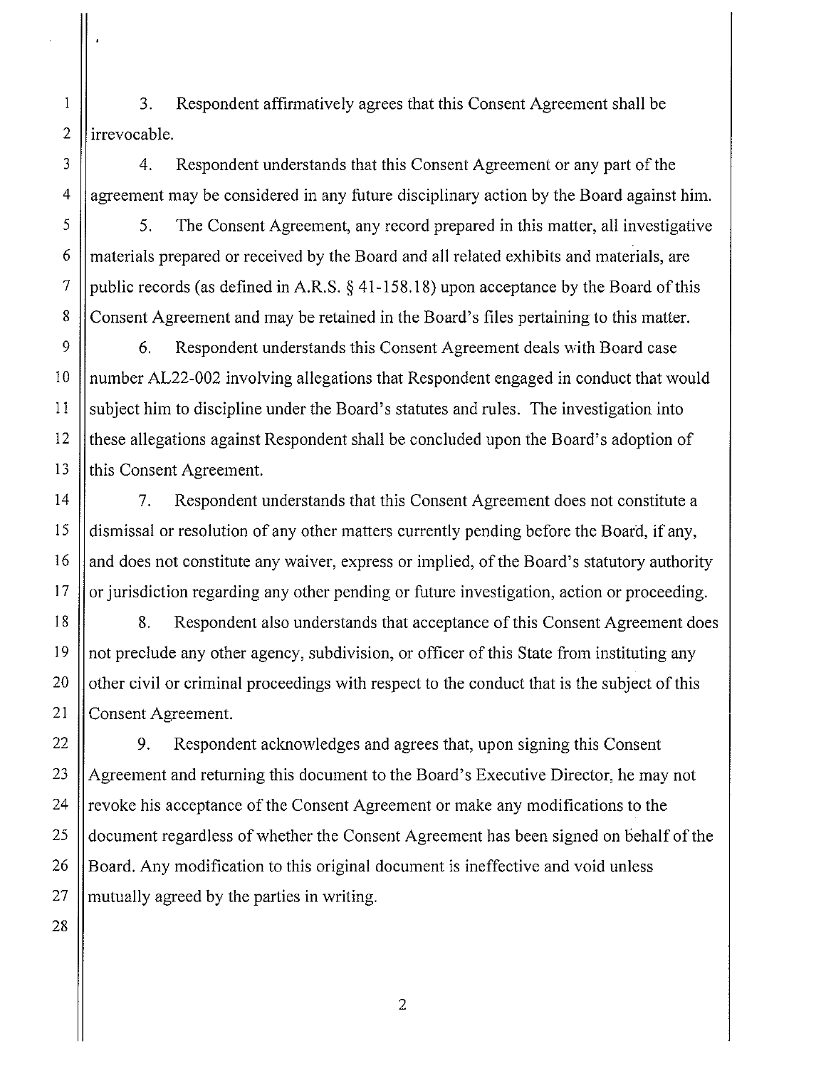3. Respondent affirmatively agrees that this Consent Agreement shall be irrevocable.

4. Respondent understands that this Consent Agreement or any part of the agreement may be considered in any future disciplinary action by the Board against him.

5. The Consent Agreement, any record prepared in this matter, all investigative materials prepared or received by the Board and all related exhibits and materials, are public records (as defined in A.R.S. § 41-158.18) upon acceptance by the Board of this Consent Agreement and may be retained in the Board's files pertaining to this matter.

6. Respondent understands this Consent Agreement deals with Board case number AL22-002 involving allegations that Respondent engaged in conduct that would subject him to discipline under the Board's statutes and rules. The investigation into these allegations against Respondent shall be concluded upon the Board's adoption of this Consent Agreement.

7. Respondent understands that this Consent Agreement does not constitute a dismissal or resolution of any other matters currently pending before the Board, if any, and does not constitute any waiver, express or implied, of the Board's statutory authority or jurisdiction regarding any other pending or future investigation, action or proceeding.

8. Respondent also understands that acceptance of this Consent Agreement does not preclude any other agency, subdivision, or officer of this State from instituting any other civil or criminal proceedings with respect to the conduct that is the subject of this Consent Agreement.

9. Respondent acknowledges and agrees that, upon signing this Consent Agreement and returning this document to the Board's Executive Director, he may not revoke his acceptance of the Consent Agreement or make any modifications to the document regardless of whether the Consent Agreement has been signed on behalf of the Board. Any modification to this original document is ineffective and void unless mutually agreed by the parties in writing.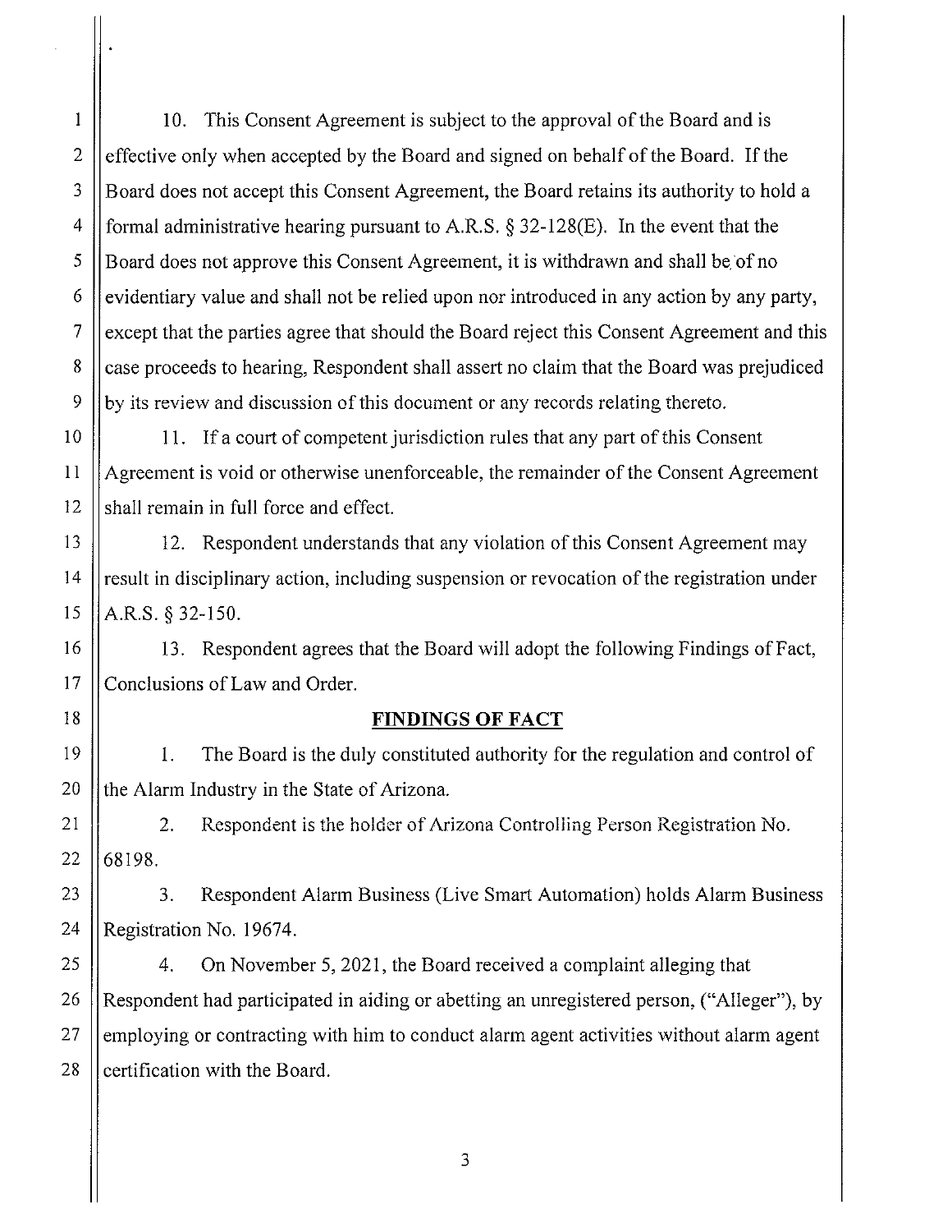10. This Consent Agreement is subject to the approval of the Board and is effective only when accepted by the Board and signed on behalf of the Board. If the Board does not accept this Consent Agreement, the Board retains its authority to hold a formal administrative hearing pursuant to A.R.S. § 32-128(E). In the event that the Board does not approve this Consent Agreement, it is withdrawn and shall be of no evidentiary value and shall not be relied upon nor introduced in any action by any party, except that the parties agree that should the Board reject this Consent Agreement and this case proceeds to hearing, Respondent shall assert no claim that the Board was prejudiced by its review and discussion of this document or any records relating thereto.

11. If a court of competent jurisdiction rules that any part of this Consent Agreement is void or otherwise unenforceable, the remainder of the Consent Agreement shall remain in full force and effect.

12. Respondent understands that any violation of this Consent Agreement may result in disciplinary action, including suspension or revocation of the registration under A.R.S. § 32-150.

13. Respondent agrees that the Board will adopt the following Findings of Fact, Conclusions of Law and Order.

## FINDINGS OF FACT

1. The Board is the duly constituted authority for the regulation and control of the Alarm Industry in the State of Arizona.

2. Respondent is the holder of Arizona Controlling Person Registration No. 68198.

3. Respondent Alarm Business (Live Smart Automation) holds Alarm Business Registration No. 19674.

4. On November 5, 2021, the Board received a complaint alleging that Respondent had participated in aiding or abetting an unregistered person, ("Alleger"), by employing or contracting with him to conduct alarm agent activities without alarm agent certification with the Board.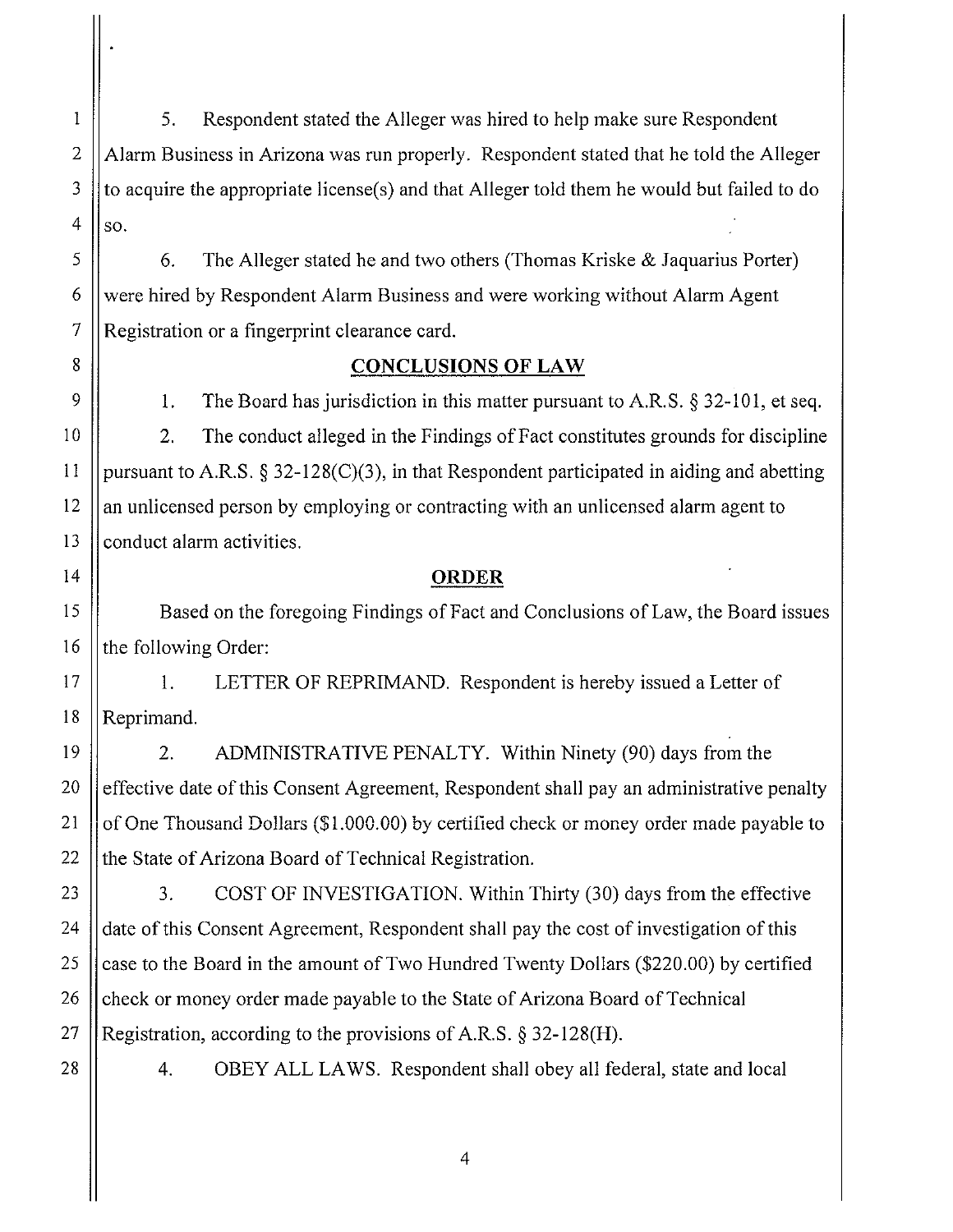5. Respondent stated the Alleger was hired to help make sure Respondent Alarm Business in Arizona was run properly. Respondent stated that he told the Alleger to acquire the appropriate license(s) and that Alleger told them he would but failed to do so.

6. The Alleger stated he and two others (Thomas Kriske & Jaquarius Porter) were hired by Respondent Alarm Business and were working without Alarm Agent Registration or a fingerprint clearance card.

## CONCLUSIONS OF LAW

1. The Board has jurisdiction in this matter pursuant to A.R.S. § 32-101, et seq.

2. The conduct alleged in the Findings of Fact constitutes grounds for discipline pursuant to A.R.S. § 32-128(C)(3), in that Respondent participated in aiding and abetting an unlicensed person by employing or contracting with an unlicensed alarm agent to conduct alarm activities.

## ORDER

Based on the foregoing Findings of Fact and Conclusions of Law, the Board issues the following Order:

1. LETTER OF REPRIMAND. Respondent is hereby issued a Letter of Reprimand.

2. ADMINISTRATIVE PENALTY. Within Ninety (90) days from the effective date of this Consent Agreement, Respondent shall pay an administrative penalty of One Thousand Dollars ($1.000.00) by certified check or money order made payable to the State of Arizona Board of Technical Registration.

3. COST OF INVESTIGATION. Within Thirty (30) days from the effective date of this Consent Agreement, Respondent shall pay the cost of investigation of this case to the Board in the amount of Two Hundred Twenty Dollars ($220.00) by certified check or money order made payable to the State of Arizona Board of Technical Registration, according to the provisions of A.R.S. § 32-128(H).

4. OBEY ALL LAWS. Respondent shall obey all federal, state and local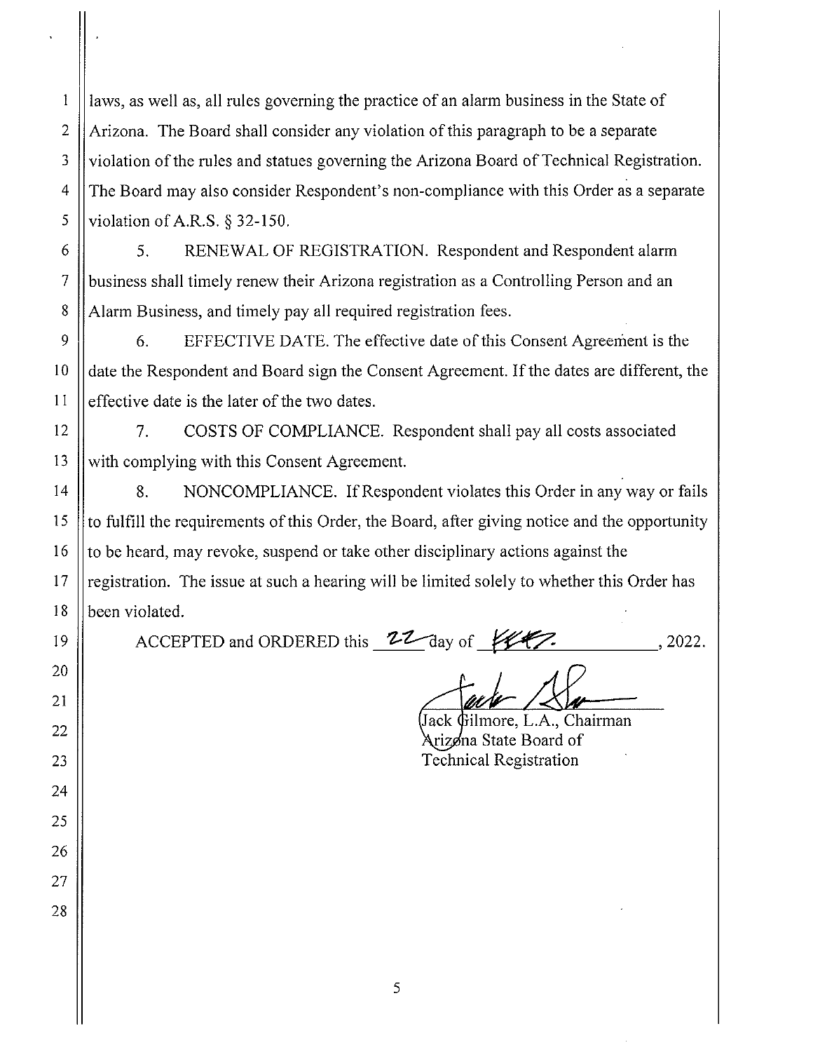laws, as well as, all rules governing the practice of an alarm business in the State of Arizona. The Board shall consider any violation of this paragraph to be a separate violation of the rules and statues governing the Arizona Board of Technical Registration. The Board may also consider Respondent's non-compliance with this Order as a separate violation of A.R.S. § 32-150.

5. RENEWAL OF REGISTRATION. Respondent and Respondent alarm business shall timely renew their Arizona registration as a Controlling Person and an Alarm Business, and timely pay all required registration fees.

6. EFFECTIVE DATE. The effective date of this Consent Agreement is the date the Respondent and Board sign the Consent Agreement. If the dates are different, the effective date is the later of the two dates.

7. COSTS OF COMPLIANCE. Respondent shall pay all costs associated with complying with this Consent Agreement.

8. NONCOMPLIANCE. If Respondent violates this Order in any way or fails to fulfill the requirements of this Order, the Board, after giving notice and the opportunity to be heard, may revoke, suspend or take other disciplinary actions against the registration. The issue at such a hearing will be limited solely to whether this Order has been violated.

ACCEPTED and ORDERED this 22 day of Feb., 2022.

Jack Gilmore, L.A., Chairman
Arizona State Board of
Technical Registration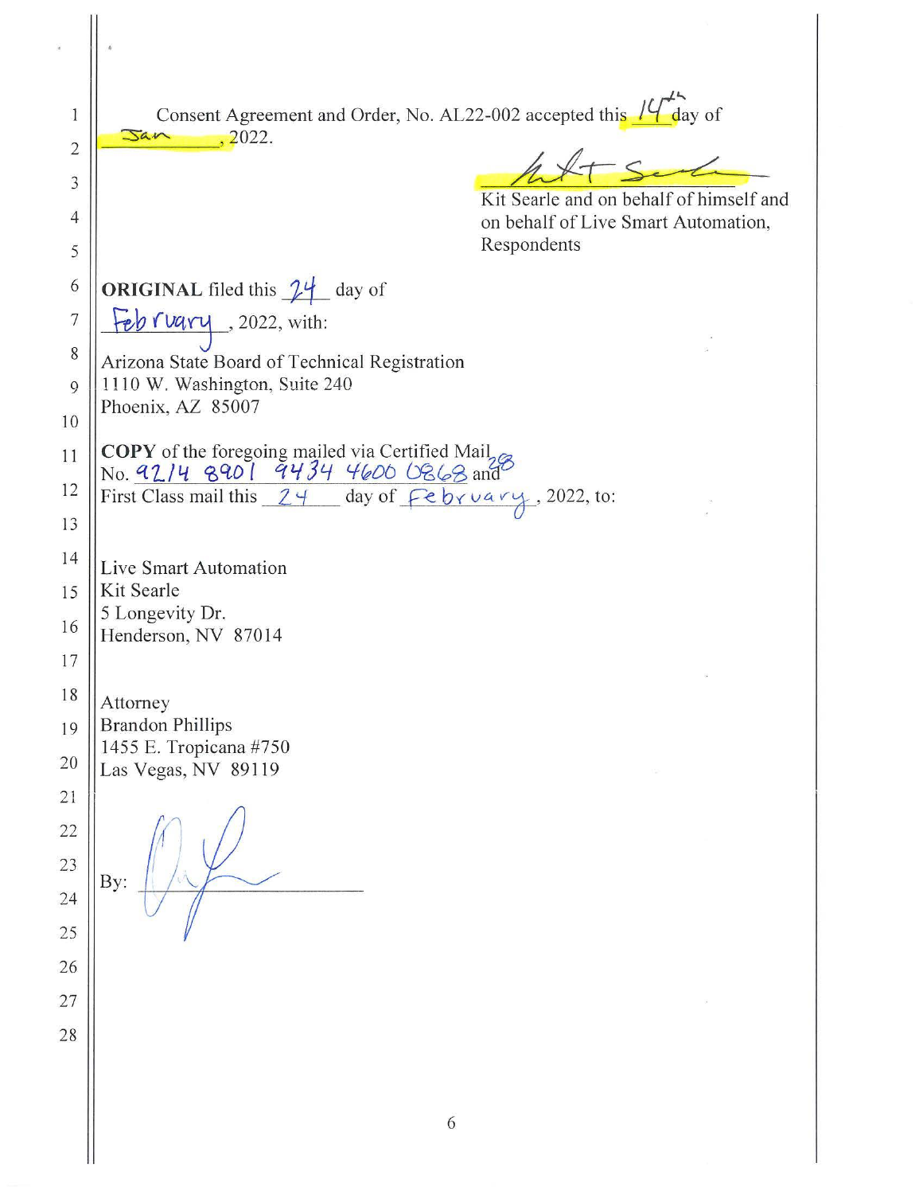Consent Agreement and Order, No. AL22-002 accepted this 14th day of Jan, 2022.

Kit Searle and on behalf of himself and on behalf of Live Smart Automation, Respondents

**ORIGINAL** filed this 24 day of February, 2022, with:

Arizona State Board of Technical Registration
1110 W. Washington, Suite 240
Phoenix, AZ 85007

**COPY** of the foregoing mailed via Certified Mail No. 9214 8901 9434 4600 0868 28 and First Class mail this 24 day of February, 2022, to:

Live Smart Automation
Kit Searle
5 Longevity Dr.
Henderson, NV 87014

Attorney
Brandon Phillips
1455 E. Tropicana #750
Las Vegas, NV 89119

By: ____________________